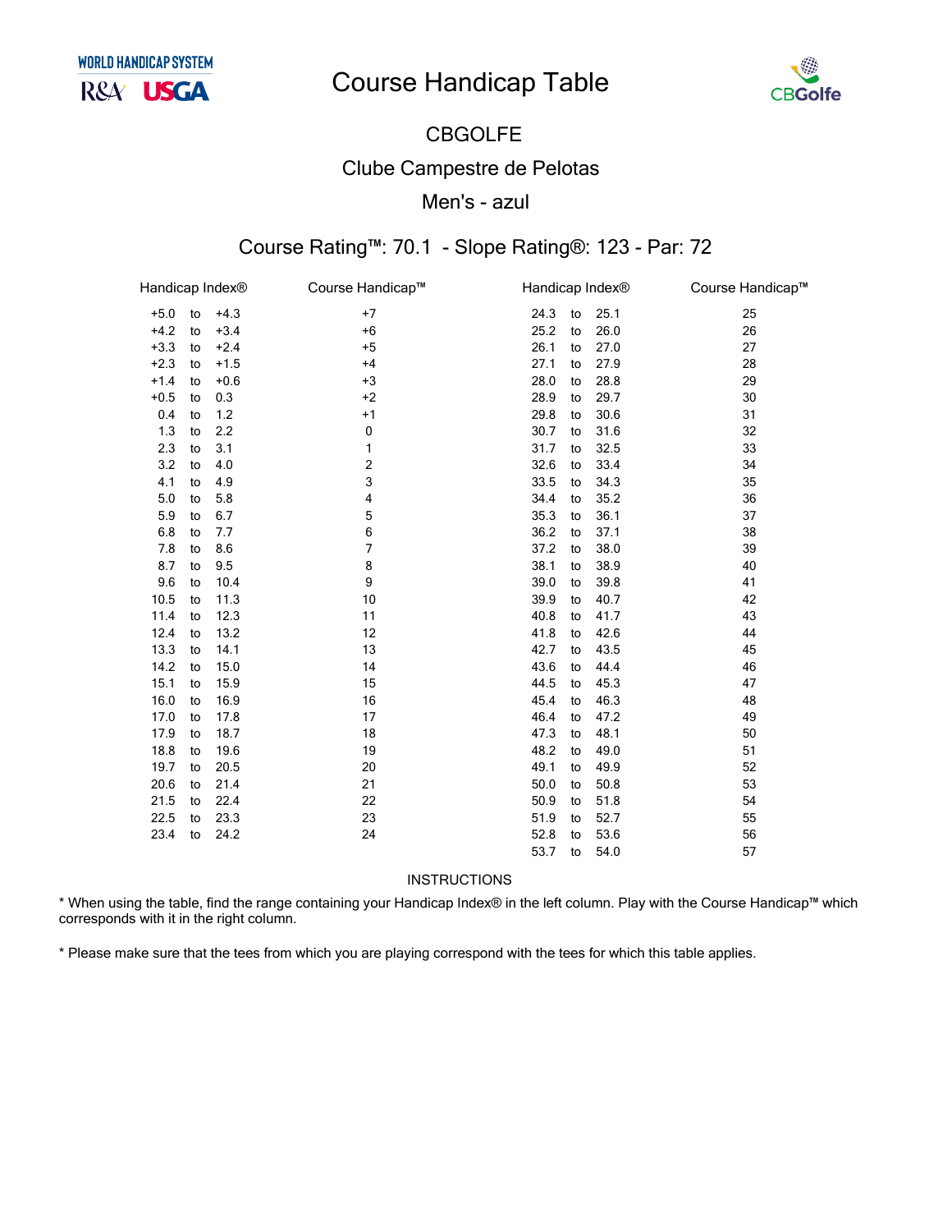WORLD HANDICAP SYSTEM

R&A USGA

# Course Handicap Table

CBGolfe

## CBGOLFE

## Clube Campestre de Pelotas

## Men's - azul

### Course Rating™: 70.1 - Slope Rating®: 123 - Par: 72

| Handicap Index® | Course Handicap™ | Handicap Index® | Course Handicap™ |
|---|---|---|---|
| +5.0 to +4.3 | +7 | 24.3 to 25.1 | 25 |
| +4.2 to +3.4 | +6 | 25.2 to 26.0 | 26 |
| +3.3 to +2.4 | +5 | 26.1 to 27.0 | 27 |
| +2.3 to +1.5 | +4 | 27.1 to 27.9 | 28 |
| +1.4 to +0.6 | +3 | 28.0 to 28.8 | 29 |
| +0.5 to 0.3 | +2 | 28.9 to 29.7 | 30 |
| 0.4 to 1.2 | +1 | 29.8 to 30.6 | 31 |
| 1.3 to 2.2 | 0 | 30.7 to 31.6 | 32 |
| 2.3 to 3.1 | 1 | 31.7 to 32.5 | 33 |
| 3.2 to 4.0 | 2 | 32.6 to 33.4 | 34 |
| 4.1 to 4.9 | 3 | 33.5 to 34.3 | 35 |
| 5.0 to 5.8 | 4 | 34.4 to 35.2 | 36 |
| 5.9 to 6.7 | 5 | 35.3 to 36.1 | 37 |
| 6.8 to 7.7 | 6 | 36.2 to 37.1 | 38 |
| 7.8 to 8.6 | 7 | 37.2 to 38.0 | 39 |
| 8.7 to 9.5 | 8 | 38.1 to 38.9 | 40 |
| 9.6 to 10.4 | 9 | 39.0 to 39.8 | 41 |
| 10.5 to 11.3 | 10 | 39.9 to 40.7 | 42 |
| 11.4 to 12.3 | 11 | 40.8 to 41.7 | 43 |
| 12.4 to 13.2 | 12 | 41.8 to 42.6 | 44 |
| 13.3 to 14.1 | 13 | 42.7 to 43.5 | 45 |
| 14.2 to 15.0 | 14 | 43.6 to 44.4 | 46 |
| 15.1 to 15.9 | 15 | 44.5 to 45.3 | 47 |
| 16.0 to 16.9 | 16 | 45.4 to 46.3 | 48 |
| 17.0 to 17.8 | 17 | 46.4 to 47.2 | 49 |
| 17.9 to 18.7 | 18 | 47.3 to 48.1 | 50 |
| 18.8 to 19.6 | 19 | 48.2 to 49.0 | 51 |
| 19.7 to 20.5 | 20 | 49.1 to 49.9 | 52 |
| 20.6 to 21.4 | 21 | 50.0 to 50.8 | 53 |
| 21.5 to 22.4 | 22 | 50.9 to 51.8 | 54 |
| 22.5 to 23.3 | 23 | 51.9 to 52.7 | 55 |
| 23.4 to 24.2 | 24 | 52.8 to 53.6 | 56 |
| | | 53.7 to 54.0 | 57 |

INSTRUCTIONS

* When using the table, find the range containing your Handicap Index® in the left column. Play with the Course Handicap™ which corresponds with it in the right column.

* Please make sure that the tees from which you are playing correspond with the tees for which this table applies.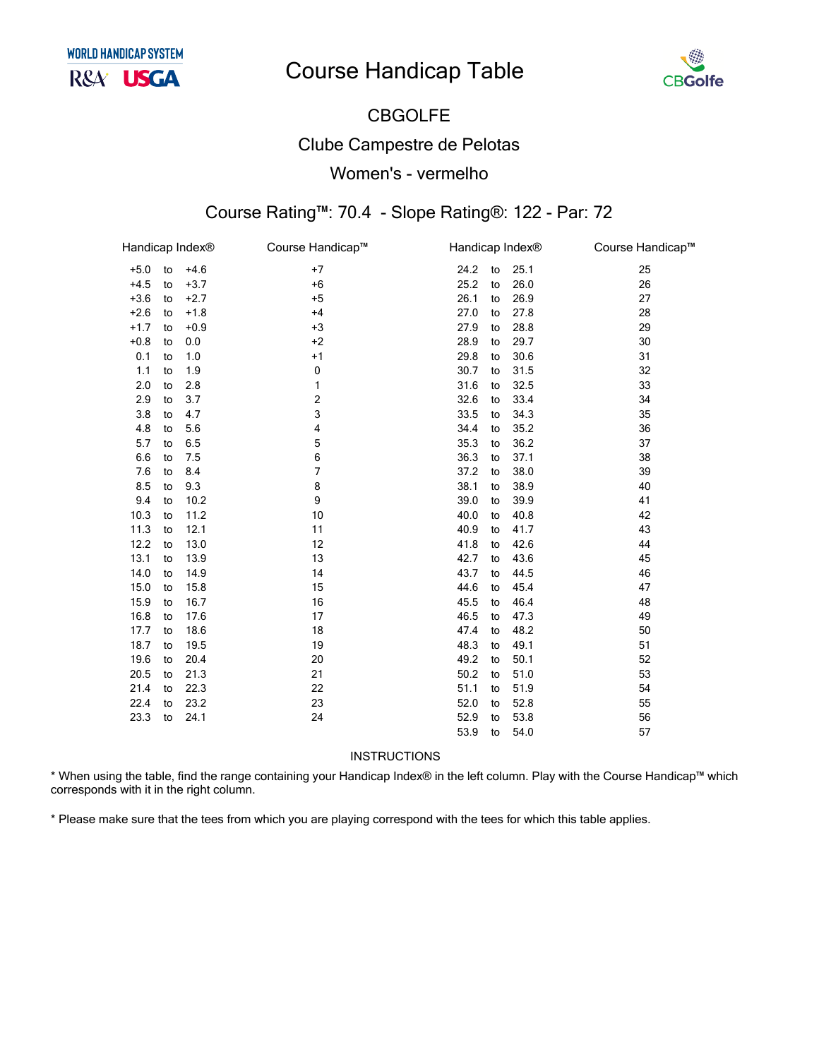# Course Handicap Table

## CBGOLFE

## Clube Campestre de Pelotas

## Women's - vermelho

### Course Rating™: 70.4 - Slope Rating®: 122 - Par: 72

| Handicap Index® | Course Handicap™ | Handicap Index® | Course Handicap™ |
|---|---|---|---|
| +5.0 to +4.6 | +7 | 24.2 to 25.1 | 25 |
| +4.5 to +3.7 | +6 | 25.2 to 26.0 | 26 |
| +3.6 to +2.7 | +5 | 26.1 to 26.9 | 27 |
| +2.6 to +1.8 | +4 | 27.0 to 27.8 | 28 |
| +1.7 to +0.9 | +3 | 27.9 to 28.8 | 29 |
| +0.8 to 0.0 | +2 | 28.9 to 29.7 | 30 |
| 0.1 to 1.0 | +1 | 29.8 to 30.6 | 31 |
| 1.1 to 1.9 | 0 | 30.7 to 31.5 | 32 |
| 2.0 to 2.8 | 1 | 31.6 to 32.5 | 33 |
| 2.9 to 3.7 | 2 | 32.6 to 33.4 | 34 |
| 3.8 to 4.7 | 3 | 33.5 to 34.3 | 35 |
| 4.8 to 5.6 | 4 | 34.4 to 35.2 | 36 |
| 5.7 to 6.5 | 5 | 35.3 to 36.2 | 37 |
| 6.6 to 7.5 | 6 | 36.3 to 37.1 | 38 |
| 7.6 to 8.4 | 7 | 37.2 to 38.0 | 39 |
| 8.5 to 9.3 | 8 | 38.1 to 38.9 | 40 |
| 9.4 to 10.2 | 9 | 39.0 to 39.9 | 41 |
| 10.3 to 11.2 | 10 | 40.0 to 40.8 | 42 |
| 11.3 to 12.1 | 11 | 40.9 to 41.7 | 43 |
| 12.2 to 13.0 | 12 | 41.8 to 42.6 | 44 |
| 13.1 to 13.9 | 13 | 42.7 to 43.6 | 45 |
| 14.0 to 14.9 | 14 | 43.7 to 44.5 | 46 |
| 15.0 to 15.8 | 15 | 44.6 to 45.4 | 47 |
| 15.9 to 16.7 | 16 | 45.5 to 46.4 | 48 |
| 16.8 to 17.6 | 17 | 46.5 to 47.3 | 49 |
| 17.7 to 18.6 | 18 | 47.4 to 48.2 | 50 |
| 18.7 to 19.5 | 19 | 48.3 to 49.1 | 51 |
| 19.6 to 20.4 | 20 | 49.2 to 50.1 | 52 |
| 20.5 to 21.3 | 21 | 50.2 to 51.0 | 53 |
| 21.4 to 22.3 | 22 | 51.1 to 51.9 | 54 |
| 22.4 to 23.2 | 23 | 52.0 to 52.8 | 55 |
| 23.3 to 24.1 | 24 | 52.9 to 53.8 | 56 |
| | | 53.9 to 54.0 | 57 |

INSTRUCTIONS

* When using the table, find the range containing your Handicap Index® in the left column. Play with the Course Handicap™ which corresponds with it in the right column.

* Please make sure that the tees from which you are playing correspond with the tees for which this table applies.